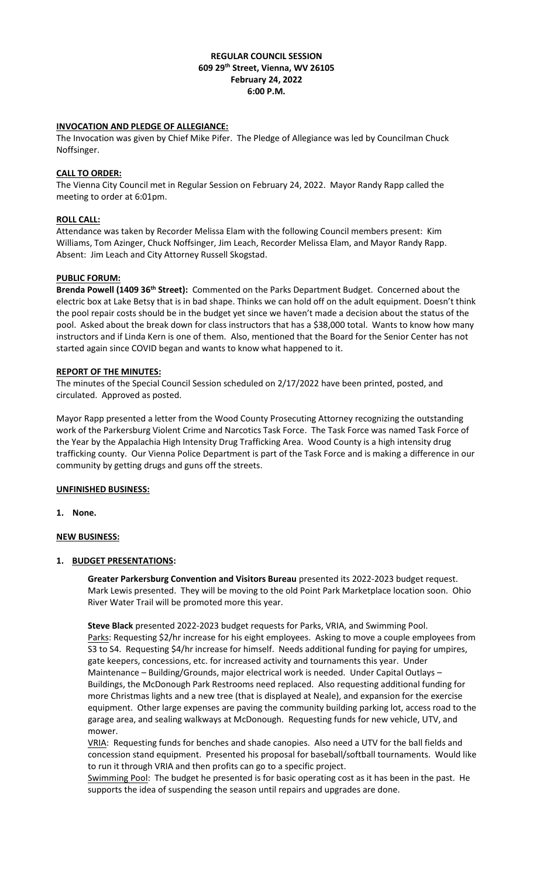# REGULAR COUNCIL SESSION
## 609 29th Street, Vienna, WV 26105
## February 24, 2022
## 6:00 P.M.

**INVOCATION AND PLEDGE OF ALLEGIANCE:**

The Invocation was given by Chief Mike Pifer. The Pledge of Allegiance was led by Councilman Chuck Noffsinger.

**CALL TO ORDER:**

The Vienna City Council met in Regular Session on February 24, 2022. Mayor Randy Rapp called the meeting to order at 6:01pm.

**ROLL CALL:**

Attendance was taken by Recorder Melissa Elam with the following Council members present: Kim Williams, Tom Azinger, Chuck Noffsinger, Jim Leach, Recorder Melissa Elam, and Mayor Randy Rapp. Absent: Jim Leach and City Attorney Russell Skogstad.

**PUBLIC FORUM:**

**Brenda Powell (1409 36th Street):** Commented on the Parks Department Budget. Concerned about the electric box at Lake Betsy that is in bad shape. Thinks we can hold off on the adult equipment. Doesn't think the pool repair costs should be in the budget yet since we haven't made a decision about the status of the pool. Asked about the break down for class instructors that has a $38,000 total. Wants to know how many instructors and if Linda Kern is one of them. Also, mentioned that the Board for the Senior Center has not started again since COVID began and wants to know what happened to it.

**REPORT OF THE MINUTES:**

The minutes of the Special Council Session scheduled on 2/17/2022 have been printed, posted, and circulated. Approved as posted.

Mayor Rapp presented a letter from the Wood County Prosecuting Attorney recognizing the outstanding work of the Parkersburg Violent Crime and Narcotics Task Force. The Task Force was named Task Force of the Year by the Appalachia High Intensity Drug Trafficking Area. Wood County is a high intensity drug trafficking county. Our Vienna Police Department is part of the Task Force and is making a difference in our community by getting drugs and guns off the streets.

**UNFINISHED BUSINESS:**

1. **None.**

**NEW BUSINESS:**

1. **BUDGET PRESENTATIONS:**

   **Greater Parkersburg Convention and Visitors Bureau** presented its 2022-2023 budget request. Mark Lewis presented. They will be moving to the old Point Park Marketplace location soon. Ohio River Water Trail will be promoted more this year.

   **Steve Black** presented 2022-2023 budget requests for Parks, VRIA, and Swimming Pool.
   Parks: Requesting $2/hr increase for his eight employees. Asking to move a couple employees from S3 to S4. Requesting $4/hr increase for himself. Needs additional funding for paying for umpires, gate keepers, concessions, etc. for increased activity and tournaments this year. Under Maintenance – Building/Grounds, major electrical work is needed. Under Capital Outlays – Buildings, the McDonough Park Restrooms need replaced. Also requesting additional funding for more Christmas lights and a new tree (that is displayed at Neale), and expansion for the exercise equipment. Other large expenses are paving the community building parking lot, access road to the garage area, and sealing walkways at McDonough. Requesting funds for new vehicle, UTV, and mower.
   VRIA: Requesting funds for benches and shade canopies. Also need a UTV for the ball fields and concession stand equipment. Presented his proposal for baseball/softball tournaments. Would like to run it through VRIA and then profits can go to a specific project.
   Swimming Pool: The budget he presented is for basic operating cost as it has been in the past. He supports the idea of suspending the season until repairs and upgrades are done.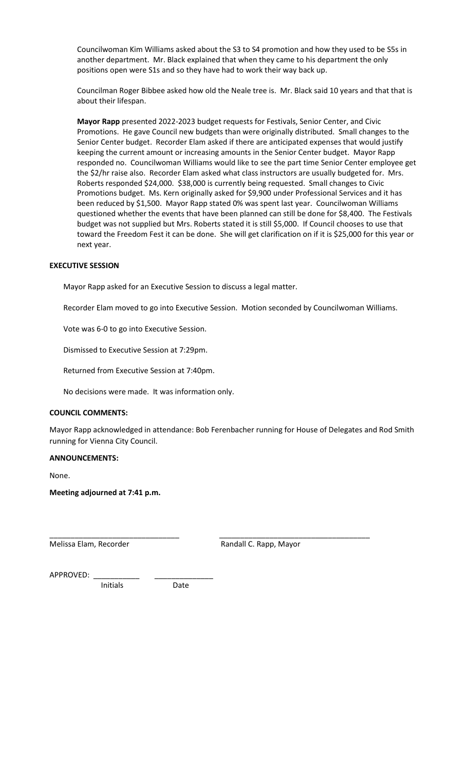Councilwoman Kim Williams asked about the S3 to S4 promotion and how they used to be S5s in another department. Mr. Black explained that when they came to his department the only positions open were S1s and so they have had to work their way back up.

Councilman Roger Bibbee asked how old the Neale tree is. Mr. Black said 10 years and that that is about their lifespan.

**Mayor Rapp** presented 2022-2023 budget requests for Festivals, Senior Center, and Civic Promotions. He gave Council new budgets than were originally distributed. Small changes to the Senior Center budget. Recorder Elam asked if there are anticipated expenses that would justify keeping the current amount or increasing amounts in the Senior Center budget. Mayor Rapp responded no. Councilwoman Williams would like to see the part time Senior Center employee get the $2/hr raise also. Recorder Elam asked what class instructors are usually budgeted for. Mrs. Roberts responded $24,000. $38,000 is currently being requested. Small changes to Civic Promotions budget. Ms. Kern originally asked for $9,900 under Professional Services and it has been reduced by $1,500. Mayor Rapp stated 0% was spent last year. Councilwoman Williams questioned whether the events that have been planned can still be done for $8,400. The Festivals budget was not supplied but Mrs. Roberts stated it is still $5,000. If Council chooses to use that toward the Freedom Fest it can be done. She will get clarification on if it is $25,000 for this year or next year.

**EXECUTIVE SESSION**

Mayor Rapp asked for an Executive Session to discuss a legal matter.

Recorder Elam moved to go into Executive Session. Motion seconded by Councilwoman Williams.

Vote was 6-0 to go into Executive Session.

Dismissed to Executive Session at 7:29pm.

Returned from Executive Session at 7:40pm.

No decisions were made. It was information only.

**COUNCIL COMMENTS:**

Mayor Rapp acknowledged in attendance: Bob Ferenbacher running for House of Delegates and Rod Smith running for Vienna City Council.

**ANNOUNCEMENTS:**

None.

**Meeting adjourned at 7:41 p.m.**

_______________________________ _______________________________

Melissa Elam, Recorder Randall C. Rapp, Mayor

APPROVED: ___________ ______________

Initials Date